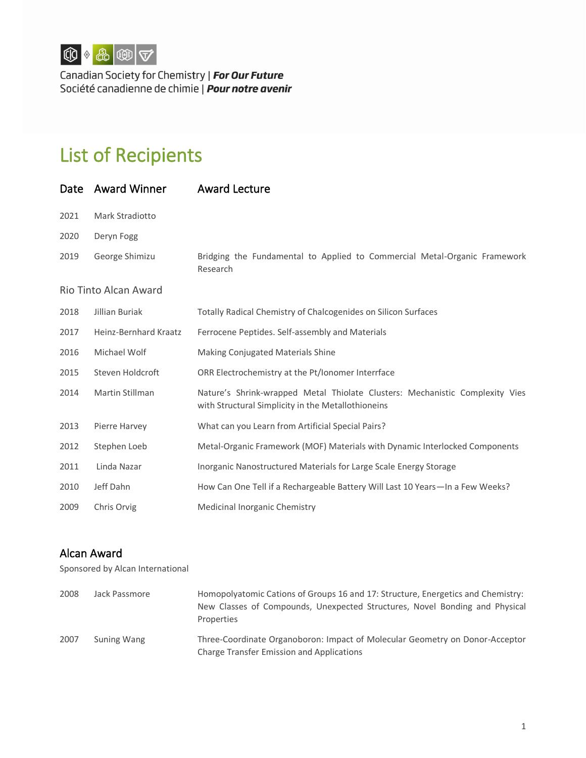Canadian Society for Chemistry | ***For Our Future***
Société canadienne de chimie | ***Pour notre avenir***

# List of Recipients

| Date | Award Winner | Award Lecture |
| --- | --- | --- |
| 2021 | Mark Stradiotto | |
| 2020 | Deryn Fogg | |
| 2019 | George Shimizu | Bridging the Fundamental to Applied to Commercial Metal-Organic Framework Research |

Rio Tinto Alcan Award

| Date | Award Winner | Award Lecture |
| --- | --- | --- |
| 2018 | Jillian Buriak | Totally Radical Chemistry of Chalcogenides on Silicon Surfaces |
| 2017 | Heinz-Bernhard Kraatz | Ferrocene Peptides. Self-assembly and Materials |
| 2016 | Michael Wolf | Making Conjugated Materials Shine |
| 2015 | Steven Holdcroft | ORR Electrochemistry at the Pt/Ionomer Interrface |
| 2014 | Martin Stillman | Nature's Shrink-wrapped Metal Thiolate Clusters: Mechanistic Complexity Vies with Structural Simplicity in the Metallothioneins |
| 2013 | Pierre Harvey | What can you Learn from Artificial Special Pairs? |
| 2012 | Stephen Loeb | Metal-Organic Framework (MOF) Materials with Dynamic Interlocked Components |
| 2011 | Linda Nazar | Inorganic Nanostructured Materials for Large Scale Energy Storage |
| 2010 | Jeff Dahn | How Can One Tell if a Rechargeable Battery Will Last 10 Years—In a Few Weeks? |
| 2009 | Chris Orvig | Medicinal Inorganic Chemistry |

## Alcan Award

Sponsored by Alcan International

| Date | Award Winner | Award Lecture |
| --- | --- | --- |
| 2008 | Jack Passmore | Homopolyatomic Cations of Groups 16 and 17: Structure, Energetics and Chemistry: New Classes of Compounds, Unexpected Structures, Novel Bonding and Physical Properties |
| 2007 | Suning Wang | Three-Coordinate Organoboron: Impact of Molecular Geometry on Donor-Acceptor Charge Transfer Emission and Applications |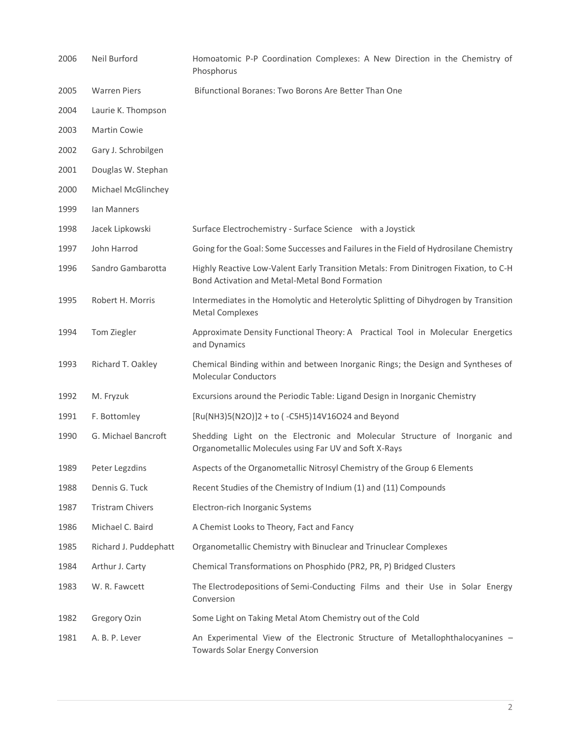| | | |
|---|---|---|
| 2006 | Neil Burford | Homoatomic P-P Coordination Complexes: A New Direction in the Chemistry of Phosphorus |
| 2005 | Warren Piers | Bifunctional Boranes: Two Borons Are Better Than One |
| 2004 | Laurie K. Thompson | |
| 2003 | Martin Cowie | |
| 2002 | Gary J. Schrobilgen | |
| 2001 | Douglas W. Stephan | |
| 2000 | Michael McGlinchey | |
| 1999 | Ian Manners | |
| 1998 | Jacek Lipkowski | Surface Electrochemistry - Surface Science with a Joystick |
| 1997 | John Harrod | Going for the Goal: Some Successes and Failures in the Field of Hydrosilane Chemistry |
| 1996 | Sandro Gambarotta | Highly Reactive Low-Valent Early Transition Metals: From Dinitrogen Fixation, to C-H Bond Activation and Metal-Metal Bond Formation |
| 1995 | Robert H. Morris | Intermediates in the Homolytic and Heterolytic Splitting of Dihydrogen by Transition Metal Complexes |
| 1994 | Tom Ziegler | Approximate Density Functional Theory: A Practical Tool in Molecular Energetics and Dynamics |
| 1993 | Richard T. Oakley | Chemical Binding within and between Inorganic Rings; the Design and Syntheses of Molecular Conductors |
| 1992 | M. Fryzuk | Excursions around the Periodic Table: Ligand Design in Inorganic Chemistry |
| 1991 | F. Bottomley | $[Ru(NH_3)_5(N_2O)]^{2+}$ to ( -$C_5H_5$)$_{14}V_{16}O_{24}$ and Beyond |
| 1990 | G. Michael Bancroft | Shedding Light on the Electronic and Molecular Structure of Inorganic and Organometallic Molecules using Far UV and Soft X-Rays |
| 1989 | Peter Legzdins | Aspects of the Organometallic Nitrosyl Chemistry of the Group 6 Elements |
| 1988 | Dennis G. Tuck | Recent Studies of the Chemistry of Indium (1) and (11) Compounds |
| 1987 | Tristram Chivers | Electron-rich Inorganic Systems |
| 1986 | Michael C. Baird | A Chemist Looks to Theory, Fact and Fancy |
| 1985 | Richard J. Puddephatt | Organometallic Chemistry with Binuclear and Trinuclear Complexes |
| 1984 | Arthur J. Carty | Chemical Transformations on Phosphido ($PR_2$, PR, P) Bridged Clusters |
| 1983 | W. R. Fawcett | The Electrodepositions of Semi-Conducting Films and their Use in Solar Energy Conversion |
| 1982 | Gregory Ozin | Some Light on Taking Metal Atom Chemistry out of the Cold |
| 1981 | A. B. P. Lever | An Experimental View of the Electronic Structure of Metallophthalocyanines – Towards Solar Energy Conversion |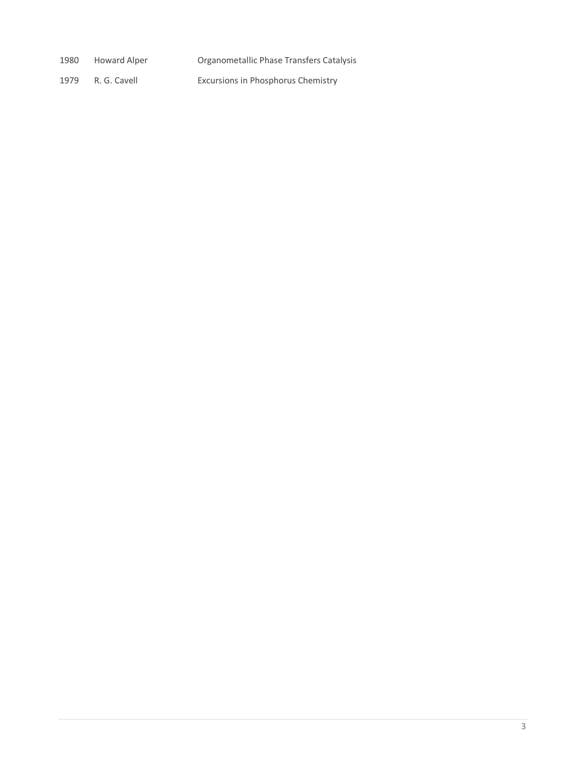| | | |
|---|---|---|
| 1980 | Howard Alper | Organometallic Phase Transfers Catalysis |
| 1979 | R. G. Cavell | Excursions in Phosphorus Chemistry |